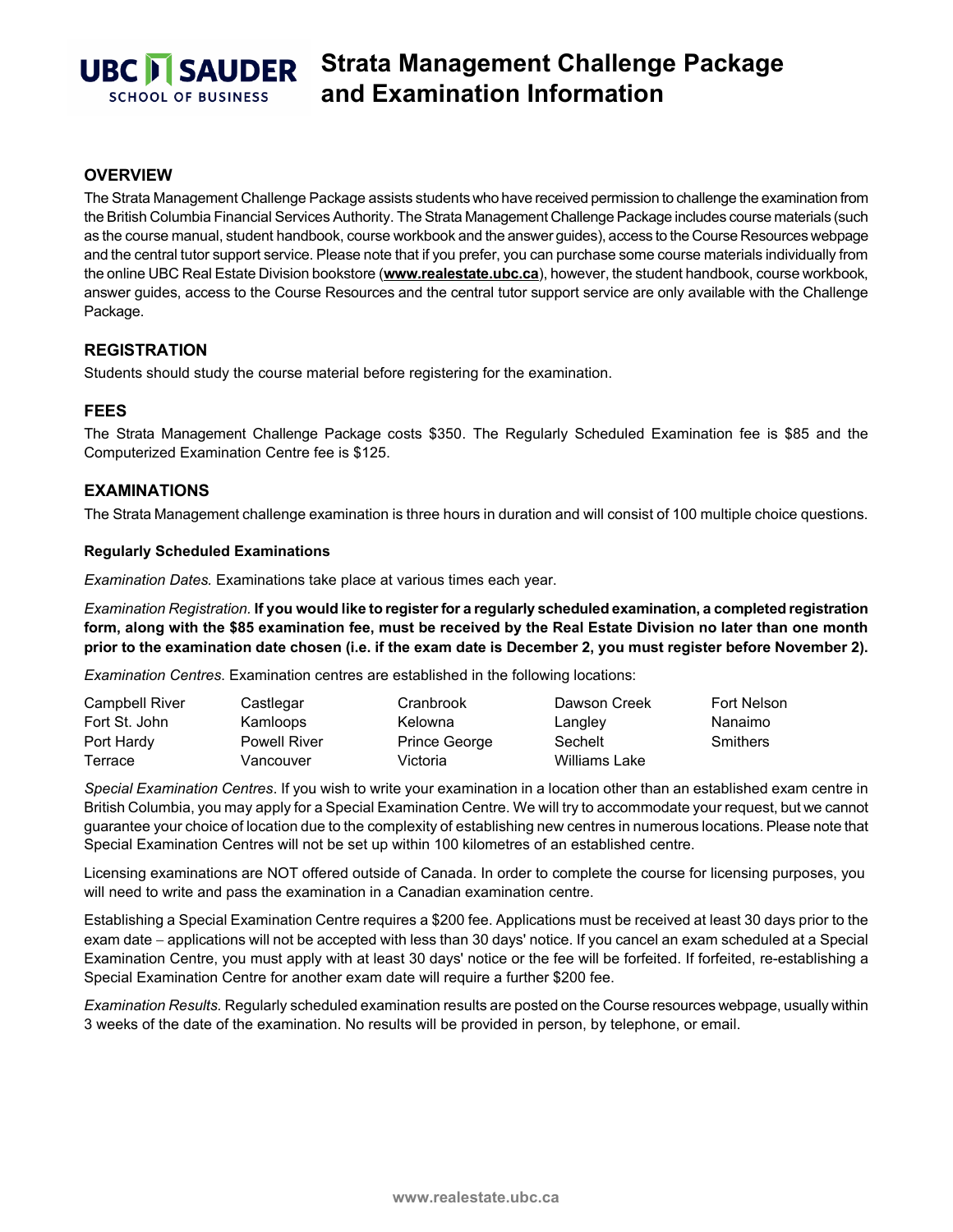# Strata Management Challenge Package and Examination Information

UBC SAUDER SCHOOL OF BUSINESS

## OVERVIEW

The Strata Management Challenge Package assists students who have received permission to challenge the examination from the British Columbia Financial Services Authority. The Strata Management Challenge Package includes course materials (such as the course manual, student handbook, course workbook and the answer guides), access to the Course Resources webpage and the central tutor support service. Please note that if you prefer, you can purchase some course materials individually from the online UBC Real Estate Division bookstore (**www.realestate.ubc.ca**), however, the student handbook, course workbook, answer guides, access to the Course Resources and the central tutor support service are only available with the Challenge Package.

## REGISTRATION

Students should study the course material before registering for the examination.

## FEES

The Strata Management Challenge Package costs $350. The Regularly Scheduled Examination fee is $85 and the Computerized Examination Centre fee is $125.

## EXAMINATIONS

The Strata Management challenge examination is three hours in duration and will consist of 100 multiple choice questions.

### Regularly Scheduled Examinations

*Examination Dates.* Examinations take place at various times each year.

*Examination Registration.* **If you would like to register for a regularly scheduled examination, a completed registration form, along with the $85 examination fee, must be received by the Real Estate Division no later than one month prior to the examination date chosen (i.e. if the exam date is December 2, you must register before November 2).**

*Examination Centres.* Examination centres are established in the following locations:

| | | | | |
|---|---|---|---|---|
| Campbell River | Castlegar | Cranbrook | Dawson Creek | Fort Nelson |
| Fort St. John | Kamloops | Kelowna | Langley | Nanaimo |
| Port Hardy | Powell River | Prince George | Sechelt | Smithers |
| Terrace | Vancouver | Victoria | Williams Lake | |

*Special Examination Centres*. If you wish to write your examination in a location other than an established exam centre in British Columbia, you may apply for a Special Examination Centre. We will try to accommodate your request, but we cannot guarantee your choice of location due to the complexity of establishing new centres in numerous locations. Please note that Special Examination Centres will not be set up within 100 kilometres of an established centre.

Licensing examinations are NOT offered outside of Canada. In order to complete the course for licensing purposes, you will need to write and pass the examination in a Canadian examination centre.

Establishing a Special Examination Centre requires a $200 fee. Applications must be received at least 30 days prior to the exam date – applications will not be accepted with less than 30 days' notice. If you cancel an exam scheduled at a Special Examination Centre, you must apply with at least 30 days' notice or the fee will be forfeited. If forfeited, re-establishing a Special Examination Centre for another exam date will require a further $200 fee.

*Examination Results.* Regularly scheduled examination results are posted on the Course resources webpage, usually within 3 weeks of the date of the examination. No results will be provided in person, by telephone, or email.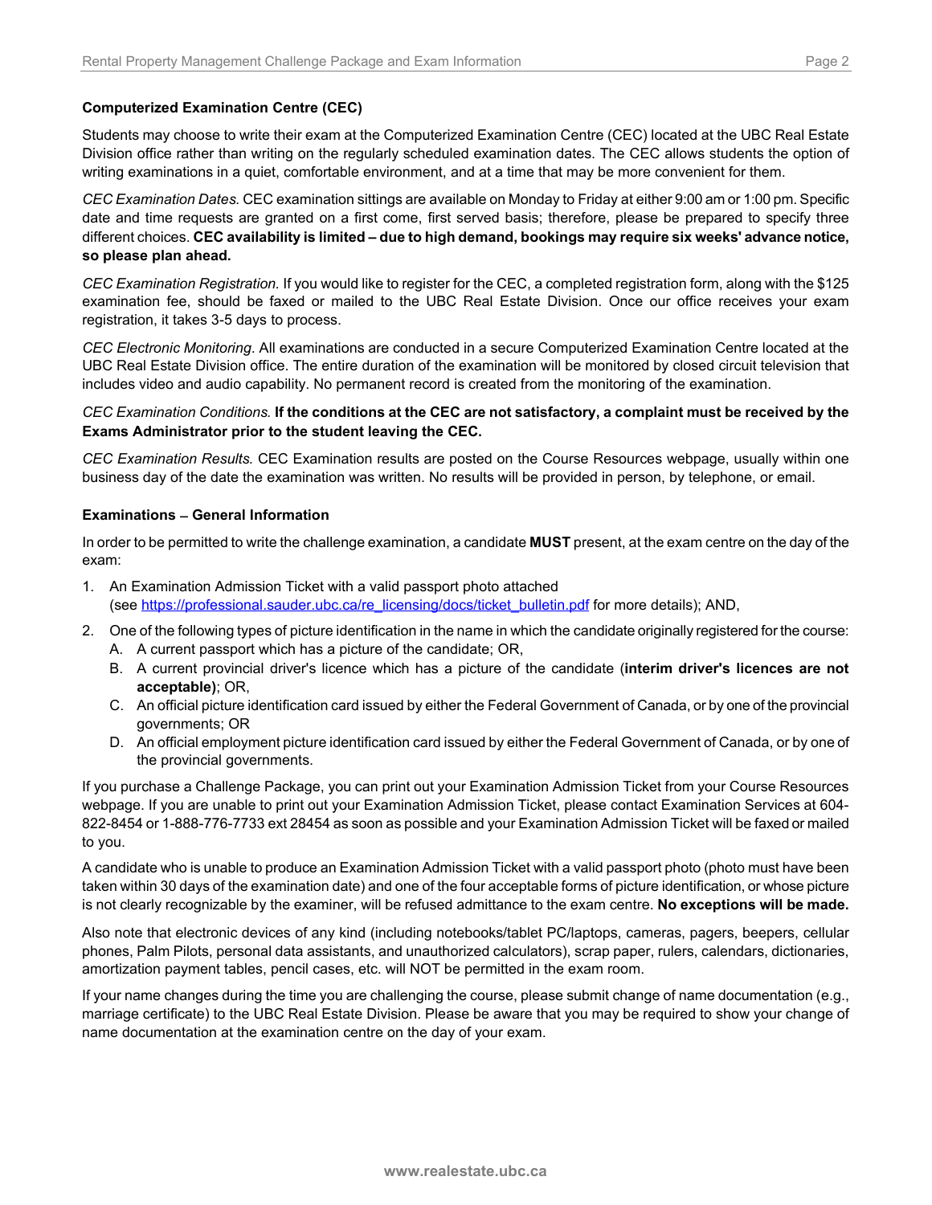**Computerized Examination Centre (CEC)**

Students may choose to write their exam at the Computerized Examination Centre (CEC) located at the UBC Real Estate Division office rather than writing on the regularly scheduled examination dates. The CEC allows students the option of writing examinations in a quiet, comfortable environment, and at a time that may be more convenient for them.

*CEC Examination Dates.* CEC examination sittings are available on Monday to Friday at either 9:00 am or 1:00 pm. Specific date and time requests are granted on a first come, first served basis; therefore, please be prepared to specify three different choices. **CEC availability is limited – due to high demand, bookings may require six weeks' advance notice, so please plan ahead.**

*CEC Examination Registration.* If you would like to register for the CEC, a completed registration form, along with the $125 examination fee, should be faxed or mailed to the UBC Real Estate Division. Once our office receives your exam registration, it takes 3-5 days to process.

*CEC Electronic Monitoring.* All examinations are conducted in a secure Computerized Examination Centre located at the UBC Real Estate Division office. The entire duration of the examination will be monitored by closed circuit television that includes video and audio capability. No permanent record is created from the monitoring of the examination.

*CEC Examination Conditions.* **If the conditions at the CEC are not satisfactory, a complaint must be received by the Exams Administrator prior to the student leaving the CEC.**

*CEC Examination Results.* CEC Examination results are posted on the Course Resources webpage, usually within one business day of the date the examination was written. No results will be provided in person, by telephone, or email.

**Examinations – General Information**

In order to be permitted to write the challenge examination, a candidate **MUST** present, at the exam centre on the day of the exam:

1. An Examination Admission Ticket with a valid passport photo attached (see https://professional.sauder.ubc.ca/re_licensing/docs/ticket_bulletin.pdf for more details); AND,
2. One of the following types of picture identification in the name in which the candidate originally registered for the course:
   A. A current passport which has a picture of the candidate; OR,
   B. A current provincial driver's licence which has a picture of the candidate (**interim driver's licences are not acceptable)**; OR,
   C. An official picture identification card issued by either the Federal Government of Canada, or by one of the provincial governments; OR
   D. An official employment picture identification card issued by either the Federal Government of Canada, or by one of the provincial governments.

If you purchase a Challenge Package, you can print out your Examination Admission Ticket from your Course Resources webpage. If you are unable to print out your Examination Admission Ticket, please contact Examination Services at 604-822-8454 or 1-888-776-7733 ext 28454 as soon as possible and your Examination Admission Ticket will be faxed or mailed to you.

A candidate who is unable to produce an Examination Admission Ticket with a valid passport photo (photo must have been taken within 30 days of the examination date) and one of the four acceptable forms of picture identification, or whose picture is not clearly recognizable by the examiner, will be refused admittance to the exam centre. **No exceptions will be made.**

Also note that electronic devices of any kind (including notebooks/tablet PC/laptops, cameras, pagers, beepers, cellular phones, Palm Pilots, personal data assistants, and unauthorized calculators), scrap paper, rulers, calendars, dictionaries, amortization payment tables, pencil cases, etc. will NOT be permitted in the exam room.

If your name changes during the time you are challenging the course, please submit change of name documentation (e.g., marriage certificate) to the UBC Real Estate Division. Please be aware that you may be required to show your change of name documentation at the examination centre on the day of your exam.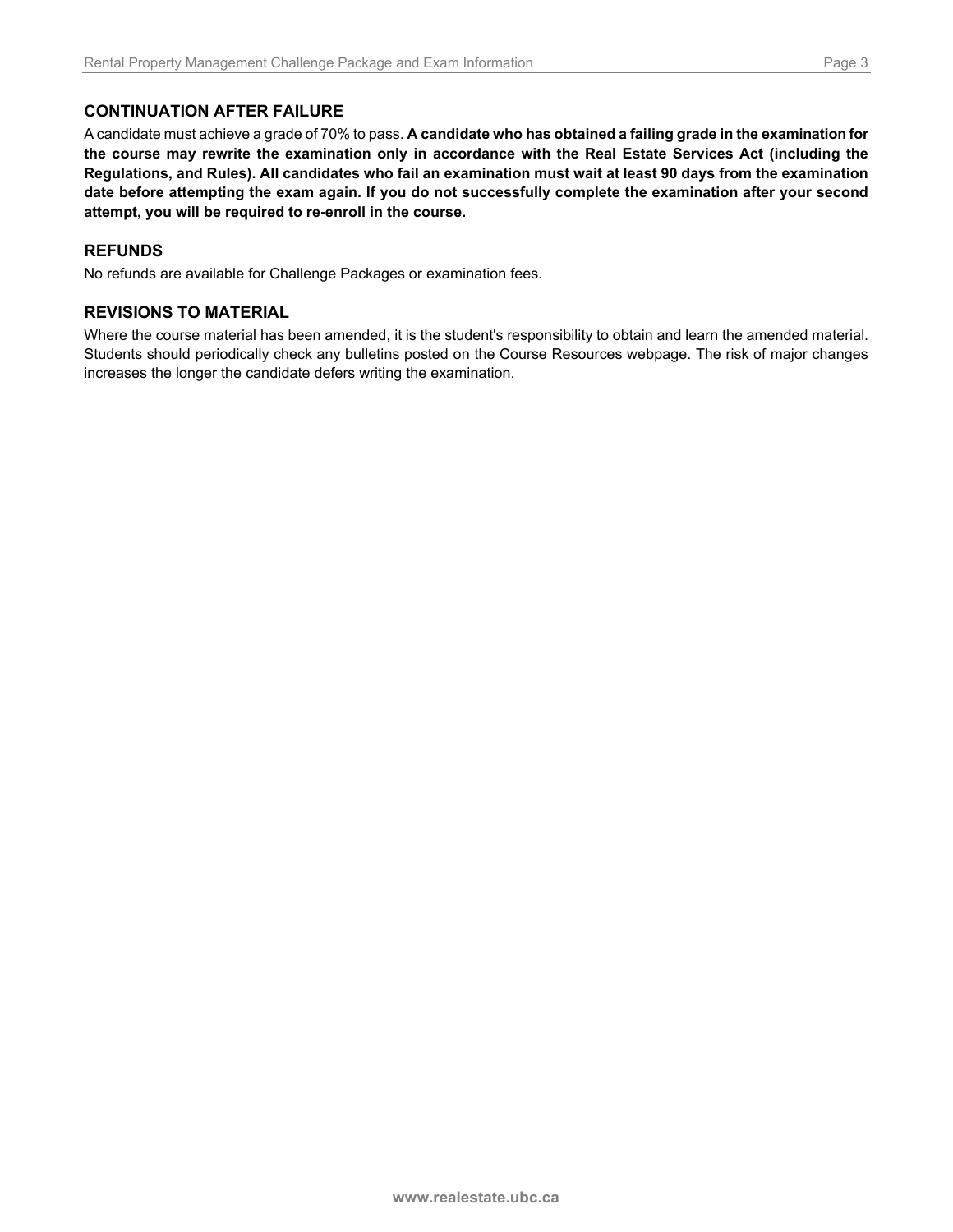## CONTINUATION AFTER FAILURE

A candidate must achieve a grade of 70% to pass. **A candidate who has obtained a failing grade in the examination for the course may rewrite the examination only in accordance with the Real Estate Services Act (including the Regulations, and Rules). All candidates who fail an examination must wait at least 90 days from the examination date before attempting the exam again. If you do not successfully complete the examination after your second attempt, you will be required to re-enroll in the course.**

## REFUNDS

No refunds are available for Challenge Packages or examination fees.

## REVISIONS TO MATERIAL

Where the course material has been amended, it is the student's responsibility to obtain and learn the amended material. Students should periodically check any bulletins posted on the Course Resources webpage. The risk of major changes increases the longer the candidate defers writing the examination.